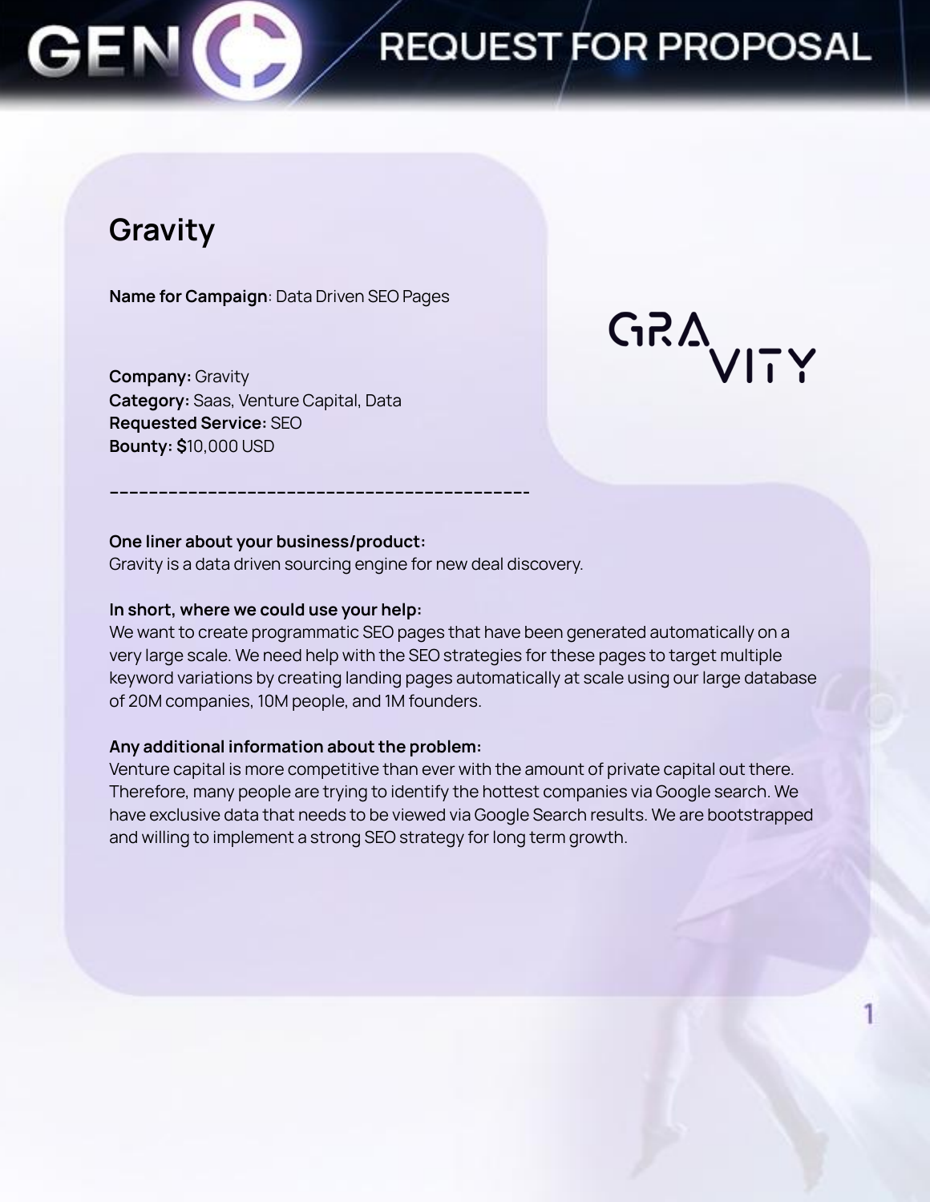# REQUEST FOR PROPOSAL

## Gravity

**Name for Campaign**: Data Driven SEO Pages

**Company:** Gravity
**Category:** Saas, Venture Capital, Data
**Requested Service:** SEO
**Bounty: $**10,000 USD

---

**One liner about your business/product:**
Gravity is a data driven sourcing engine for new deal discovery.

**In short, where we could use your help:**
We want to create programmatic SEO pages that have been generated automatically on a very large scale. We need help with the SEO strategies for these pages to target multiple keyword variations by creating landing pages automatically at scale using our large database of 20M companies, 10M people, and 1M founders.

**Any additional information about the problem:**
Venture capital is more competitive than ever with the amount of private capital out there. Therefore, many people are trying to identify the hottest companies via Google search. We have exclusive data that needs to be viewed via Google Search results. We are bootstrapped and willing to implement a strong SEO strategy for long term growth.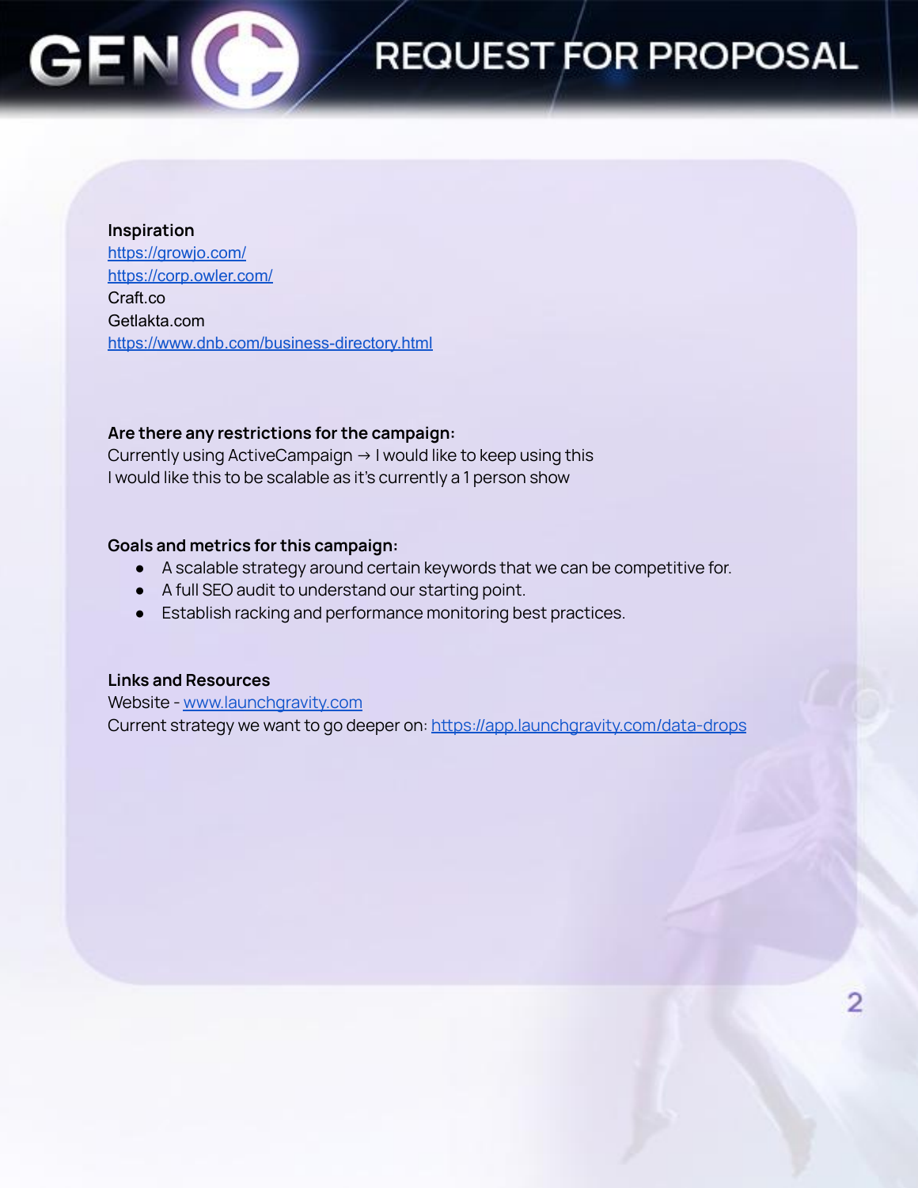# REQUEST FOR PROPOSAL

**Inspiration**

https://growjo.com/
https://corp.owler.com/
Craft.co
Getlakta.com
https://www.dnb.com/business-directory.html

**Are there any restrictions for the campaign:**

Currently using ActiveCampaign → I would like to keep using this
I would like this to be scalable as it's currently a 1 person show

**Goals and metrics for this campaign:**

- A scalable strategy around certain keywords that we can be competitive for.
- A full SEO audit to understand our starting point.
- Establish racking and performance monitoring best practices.

**Links and Resources**

Website - www.launchgravity.com
Current strategy we want to go deeper on: https://app.launchgravity.com/data-drops